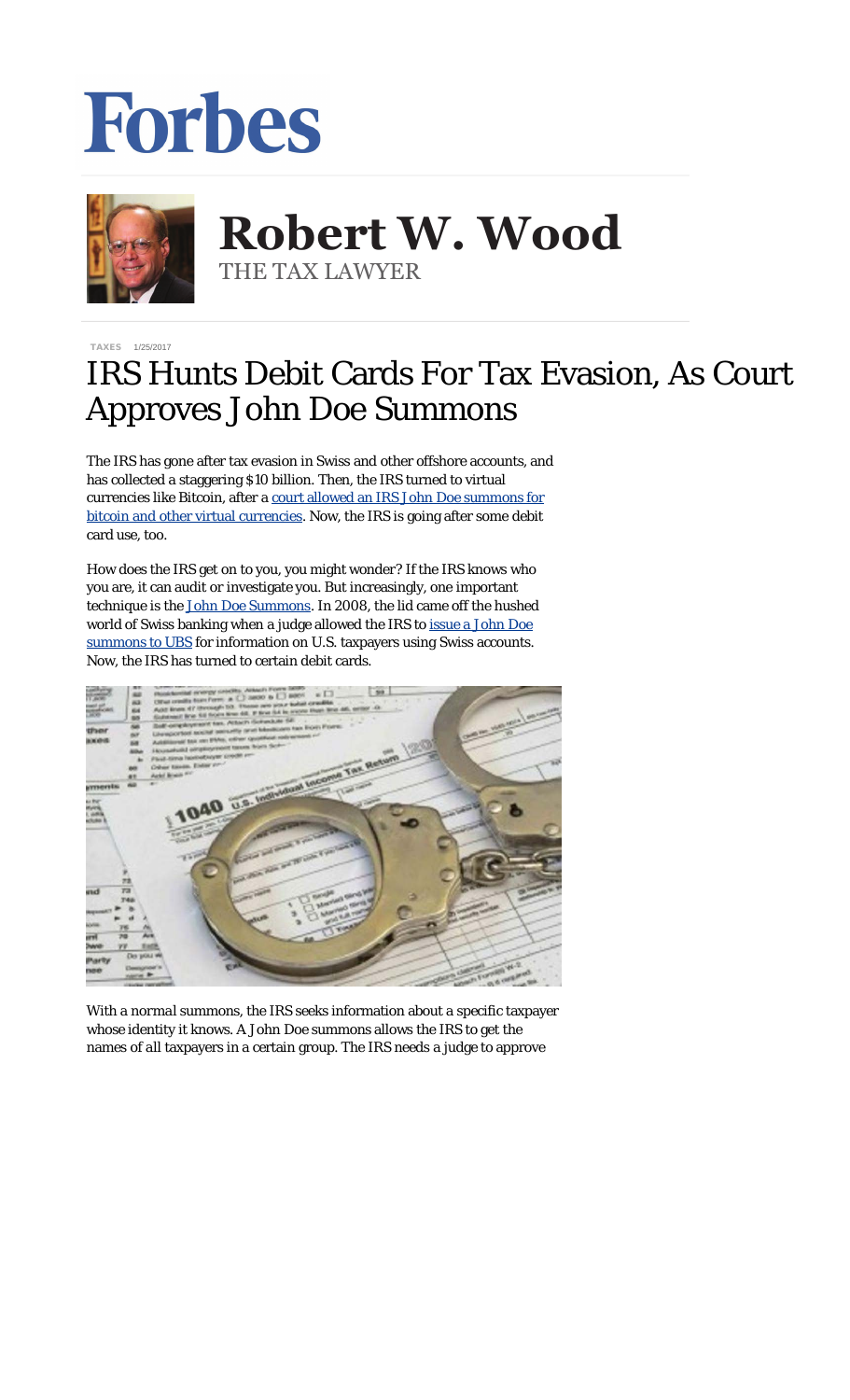# Forbes

**Robert W. Wood**
THE TAX LAWYER

TAXES 1/25/2017

# IRS Hunts Debit Cards For Tax Evasion, As Court Approves John Doe Summons

The IRS has gone after tax evasion in Swiss and other offshore accounts, and has collected a staggering $10 billion. Then, the IRS turned to virtual currencies like Bitcoin, after a court allowed an IRS John Doe summons for bitcoin and other virtual currencies. Now, the IRS is going after some debit card use, too.

How does the IRS get on to you, you might wonder? If the IRS knows who you are, it can audit or investigate you. But increasingly, one important technique is the John Doe Summons. In 2008, the lid came off the hushed world of Swiss banking when a judge allowed the IRS to issue a John Doe summons to UBS for information on U.S. taxpayers using Swiss accounts. Now, the IRS has turned to certain debit cards.

With a normal summons, the IRS seeks information about a specific taxpayer whose identity it knows. A John Doe summons allows the IRS to get the names of all taxpayers in a certain group. The IRS needs a judge to approve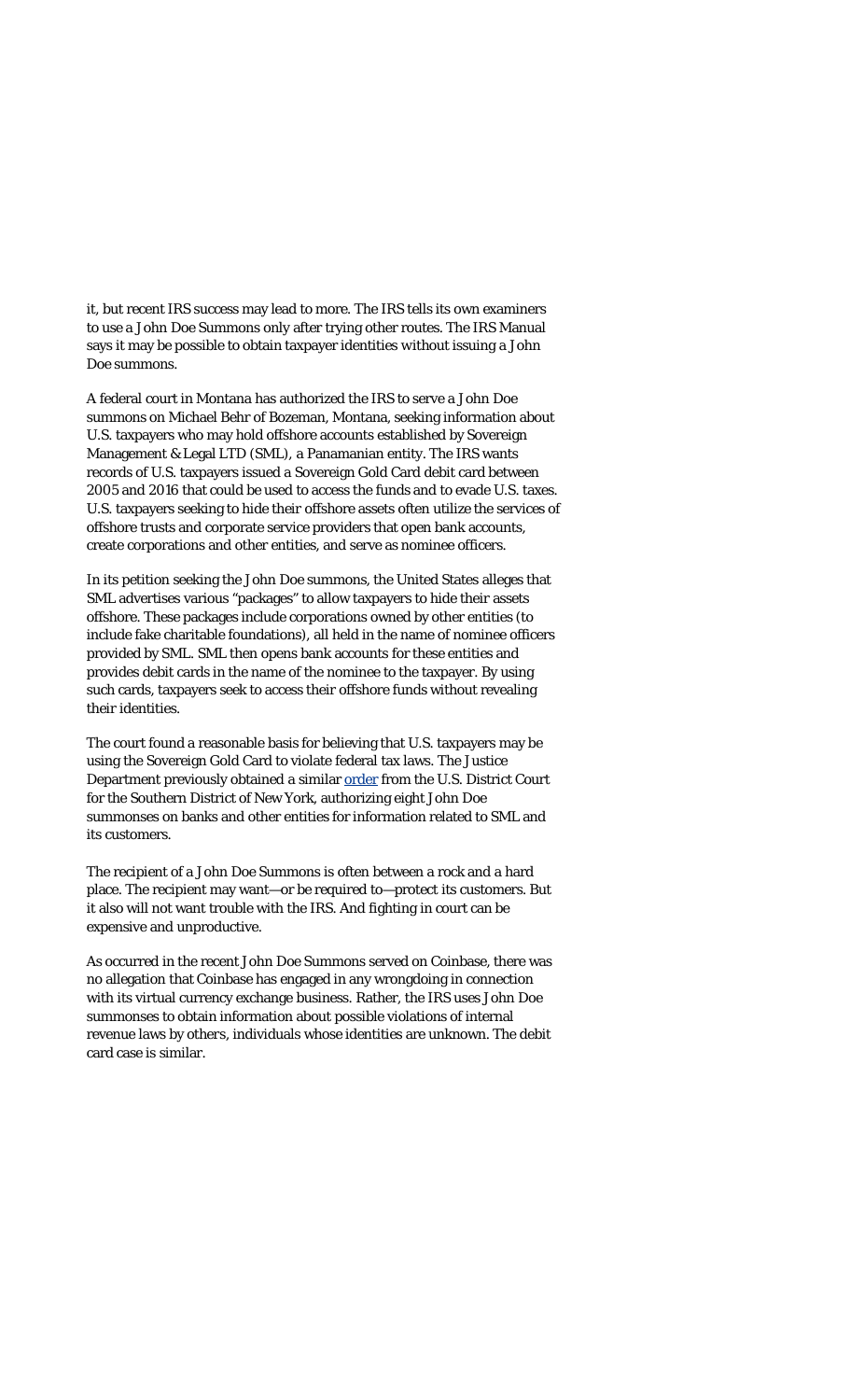it, but recent IRS success may lead to more. The IRS tells its own examiners to use a John Doe Summons only after trying other routes. The IRS Manual says it may be possible to obtain taxpayer identities without issuing a John Doe summons.

A federal court in Montana has authorized the IRS to serve a John Doe summons on Michael Behr of Bozeman, Montana, seeking information about U.S. taxpayers who may hold offshore accounts established by Sovereign Management & Legal LTD (SML), a Panamanian entity. The IRS wants records of U.S. taxpayers issued a Sovereign Gold Card debit card between 2005 and 2016 that could be used to access the funds and to evade U.S. taxes. U.S. taxpayers seeking to hide their offshore assets often utilize the services of offshore trusts and corporate service providers that open bank accounts, create corporations and other entities, and serve as nominee officers.

In its petition seeking the John Doe summons, the United States alleges that SML advertises various "packages" to allow taxpayers to hide their assets offshore. These packages include corporations owned by other entities (to include fake charitable foundations), all held in the name of nominee officers provided by SML. SML then opens bank accounts for these entities and provides debit cards in the name of the nominee to the taxpayer. By using such cards, taxpayers seek to access their offshore funds without revealing their identities.

The court found a reasonable basis for believing that U.S. taxpayers may be using the Sovereign Gold Card to violate federal tax laws. The Justice Department previously obtained a similar order from the U.S. District Court for the Southern District of New York, authorizing eight John Doe summonses on banks and other entities for information related to SML and its customers.

The recipient of a John Doe Summons is often between a rock and a hard place. The recipient may want—or be required to—protect its customers. But it also will not want trouble with the IRS. And fighting in court can be expensive and unproductive.

As occurred in the recent John Doe Summons served on Coinbase, there was no allegation that Coinbase has engaged in any wrongdoing in connection with its virtual currency exchange business. Rather, the IRS uses John Doe summonses to obtain information about possible violations of internal revenue laws by others, individuals whose identities are unknown. The debit card case is similar.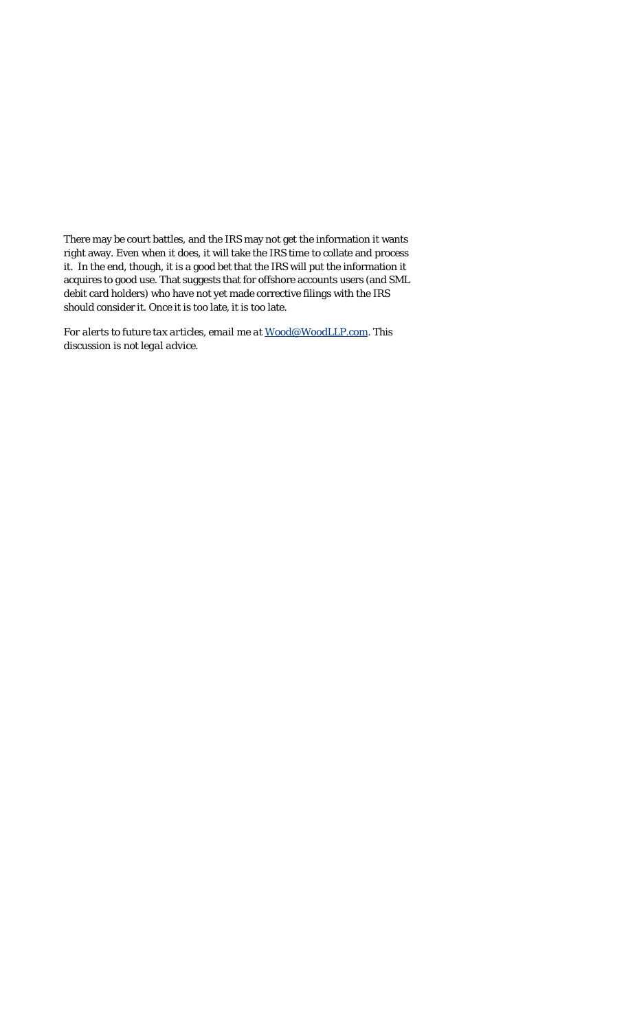There may be court battles, and the IRS may not get the information it wants right away. Even when it does, it will take the IRS time to collate and process it. In the end, though, it is a good bet that the IRS will put the information it acquires to good use. That suggests that for offshore accounts users (and SML debit card holders) who have not yet made corrective filings with the IRS should consider it. Once it is too late, it is too late.

*For alerts to future tax articles, email me at* Wood@WoodLLP.com. *This discussion is not legal advice.*